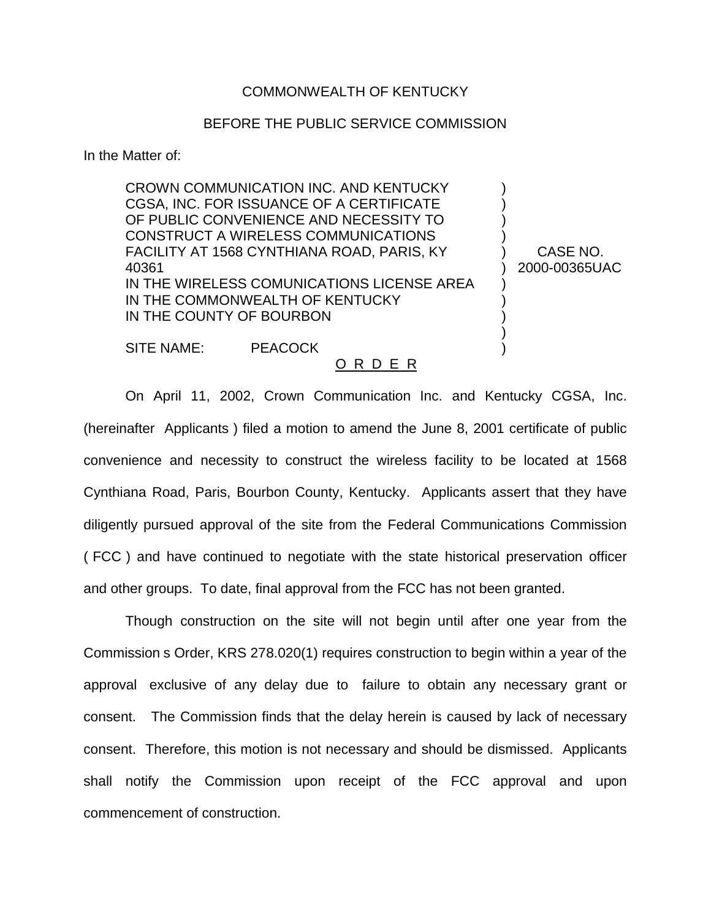COMMONWEALTH OF KENTUCKY

BEFORE THE PUBLIC SERVICE COMMISSION

In the Matter of:

CROWN COMMUNICATION INC. AND KENTUCKY CGSA, INC. FOR ISSUANCE OF A CERTIFICATE OF PUBLIC CONVENIENCE AND NECESSITY TO CONSTRUCT A WIRELESS COMMUNICATIONS FACILITY AT 1568 CYNTHIANA ROAD, PARIS, KY 40361 IN THE WIRELESS COMUNICATIONS LICENSE AREA IN THE COMMONWEALTH OF KENTUCKY IN THE COUNTY OF BOURBON

SITE NAME: PEACOCK

CASE NO. 2000-00365UAC

O R D E R

On April 11, 2002, Crown Communication Inc. and Kentucky CGSA, Inc. (hereinafter Applicants ) filed a motion to amend the June 8, 2001 certificate of public convenience and necessity to construct the wireless facility to be located at 1568 Cynthiana Road, Paris, Bourbon County, Kentucky. Applicants assert that they have diligently pursued approval of the site from the Federal Communications Commission ( FCC ) and have continued to negotiate with the state historical preservation officer and other groups. To date, final approval from the FCC has not been granted.

Though construction on the site will not begin until after one year from the Commission s Order, KRS 278.020(1) requires construction to begin within a year of the approval exclusive of any delay due to failure to obtain any necessary grant or consent. The Commission finds that the delay herein is caused by lack of necessary consent. Therefore, this motion is not necessary and should be dismissed. Applicants shall notify the Commission upon receipt of the FCC approval and upon commencement of construction.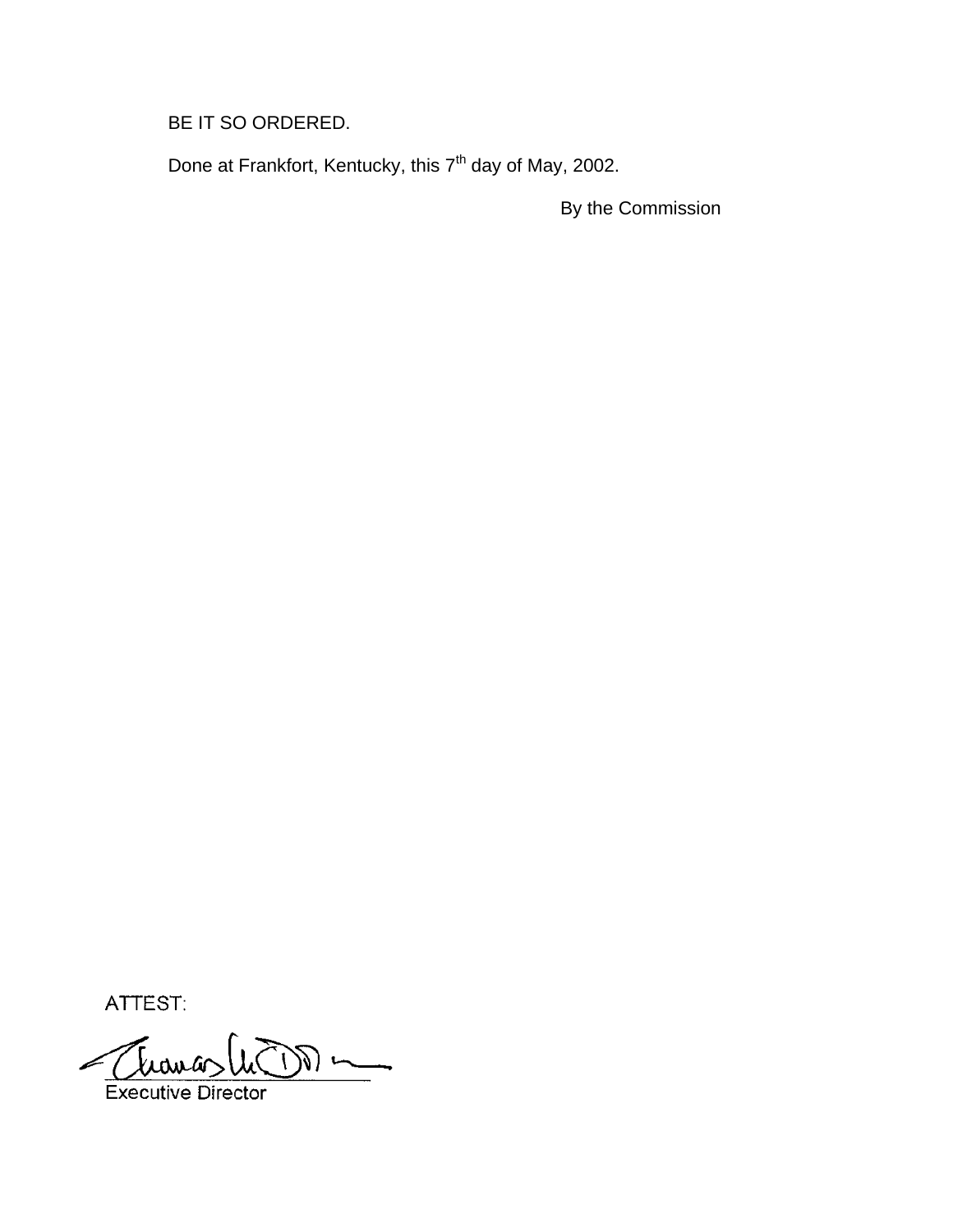BE IT SO ORDERED.

Done at Frankfort, Kentucky, this 7th day of May, 2002.

By the Commission

ATTEST:

Executive Director